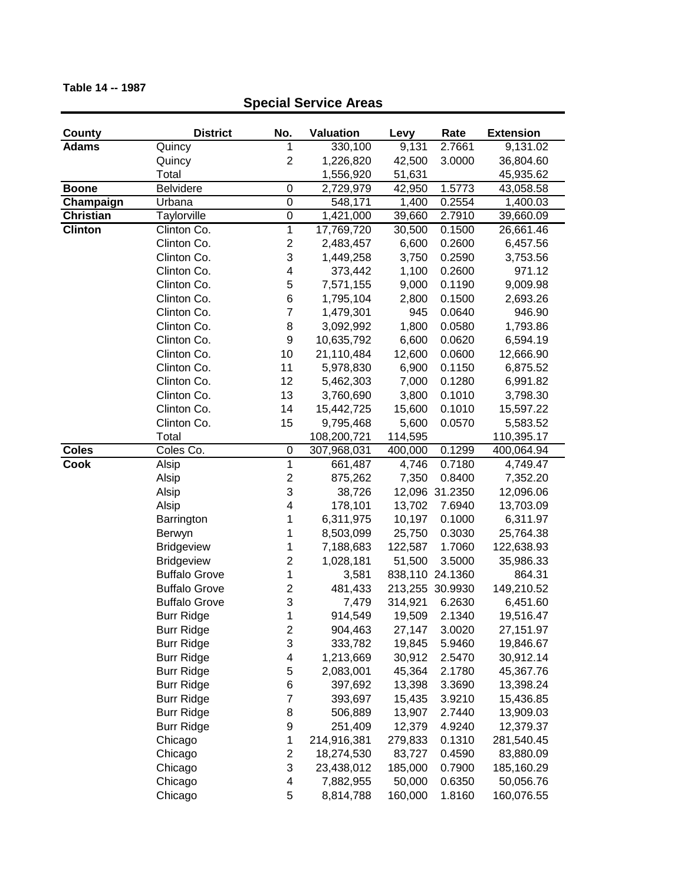**Table 14 -- 1987**

## Special Service Areas

| County | District | No. | Valuation | Levy | Rate | Extension |
|---|---|---|---|---|---|---|
| **Adams** | Quincy | 1 | 330,100 | 9,131 | 2.7661 | 9,131.02 |
| | Quincy | 2 | 1,226,820 | 42,500 | 3.0000 | 36,804.60 |
| | Total | | 1,556,920 | 51,631 | | 45,935.62 |
| **Boone** | Belvidere | 0 | 2,729,979 | 42,950 | 1.5773 | 43,058.58 |
| **Champaign** | Urbana | 0 | 548,171 | 1,400 | 0.2554 | 1,400.03 |
| **Christian** | Taylorville | 0 | 1,421,000 | 39,660 | 2.7910 | 39,660.09 |
| **Clinton** | Clinton Co. | 1 | 17,769,720 | 30,500 | 0.1500 | 26,661.46 |
| | Clinton Co. | 2 | 2,483,457 | 6,600 | 0.2600 | 6,457.56 |
| | Clinton Co. | 3 | 1,449,258 | 3,750 | 0.2590 | 3,753.56 |
| | Clinton Co. | 4 | 373,442 | 1,100 | 0.2600 | 971.12 |
| | Clinton Co. | 5 | 7,571,155 | 9,000 | 0.1190 | 9,009.98 |
| | Clinton Co. | 6 | 1,795,104 | 2,800 | 0.1500 | 2,693.26 |
| | Clinton Co. | 7 | 1,479,301 | 945 | 0.0640 | 946.90 |
| | Clinton Co. | 8 | 3,092,992 | 1,800 | 0.0580 | 1,793.86 |
| | Clinton Co. | 9 | 10,635,792 | 6,600 | 0.0620 | 6,594.19 |
| | Clinton Co. | 10 | 21,110,484 | 12,600 | 0.0600 | 12,666.90 |
| | Clinton Co. | 11 | 5,978,830 | 6,900 | 0.1150 | 6,875.52 |
| | Clinton Co. | 12 | 5,462,303 | 7,000 | 0.1280 | 6,991.82 |
| | Clinton Co. | 13 | 3,760,690 | 3,800 | 0.1010 | 3,798.30 |
| | Clinton Co. | 14 | 15,442,725 | 15,600 | 0.1010 | 15,597.22 |
| | Clinton Co. | 15 | 9,795,468 | 5,600 | 0.0570 | 5,583.52 |
| | Total | | 108,200,721 | 114,595 | | 110,395.17 |
| **Coles** | Coles Co. | 0 | 307,968,031 | 400,000 | 0.1299 | 400,064.94 |
| **Cook** | Alsip | 1 | 661,487 | 4,746 | 0.7180 | 4,749.47 |
| | Alsip | 2 | 875,262 | 7,350 | 0.8400 | 7,352.20 |
| | Alsip | 3 | 38,726 | 12,096 | 31.2350 | 12,096.06 |
| | Alsip | 4 | 178,101 | 13,702 | 7.6940 | 13,703.09 |
| | Barrington | 1 | 6,311,975 | 10,197 | 0.1000 | 6,311.97 |
| | Berwyn | 1 | 8,503,099 | 25,750 | 0.3030 | 25,764.38 |
| | Bridgeview | 1 | 7,188,683 | 122,587 | 1.7060 | 122,638.93 |
| | Bridgeview | 2 | 1,028,181 | 51,500 | 3.5000 | 35,986.33 |
| | Buffalo Grove | 1 | 3,581 | 838,110 | 24.1360 | 864.31 |
| | Buffalo Grove | 2 | 481,433 | 213,255 | 30.9930 | 149,210.52 |
| | Buffalo Grove | 3 | 7,479 | 314,921 | 6.2630 | 6,451.60 |
| | Burr Ridge | 1 | 914,549 | 19,509 | 2.1340 | 19,516.47 |
| | Burr Ridge | 2 | 904,463 | 27,147 | 3.0020 | 27,151.97 |
| | Burr Ridge | 3 | 333,782 | 19,845 | 5.9460 | 19,846.67 |
| | Burr Ridge | 4 | 1,213,669 | 30,912 | 2.5470 | 30,912.14 |
| | Burr Ridge | 5 | 2,083,001 | 45,364 | 2.1780 | 45,367.76 |
| | Burr Ridge | 6 | 397,692 | 13,398 | 3.3690 | 13,398.24 |
| | Burr Ridge | 7 | 393,697 | 15,435 | 3.9210 | 15,436.85 |
| | Burr Ridge | 8 | 506,889 | 13,907 | 2.7440 | 13,909.03 |
| | Burr Ridge | 9 | 251,409 | 12,379 | 4.9240 | 12,379.37 |
| | Chicago | 1 | 214,916,381 | 279,833 | 0.1310 | 281,540.45 |
| | Chicago | 2 | 18,274,530 | 83,727 | 0.4590 | 83,880.09 |
| | Chicago | 3 | 23,438,012 | 185,000 | 0.7900 | 185,160.29 |
| | Chicago | 4 | 7,882,955 | 50,000 | 0.6350 | 50,056.76 |
| | Chicago | 5 | 8,814,788 | 160,000 | 1.8160 | 160,076.55 |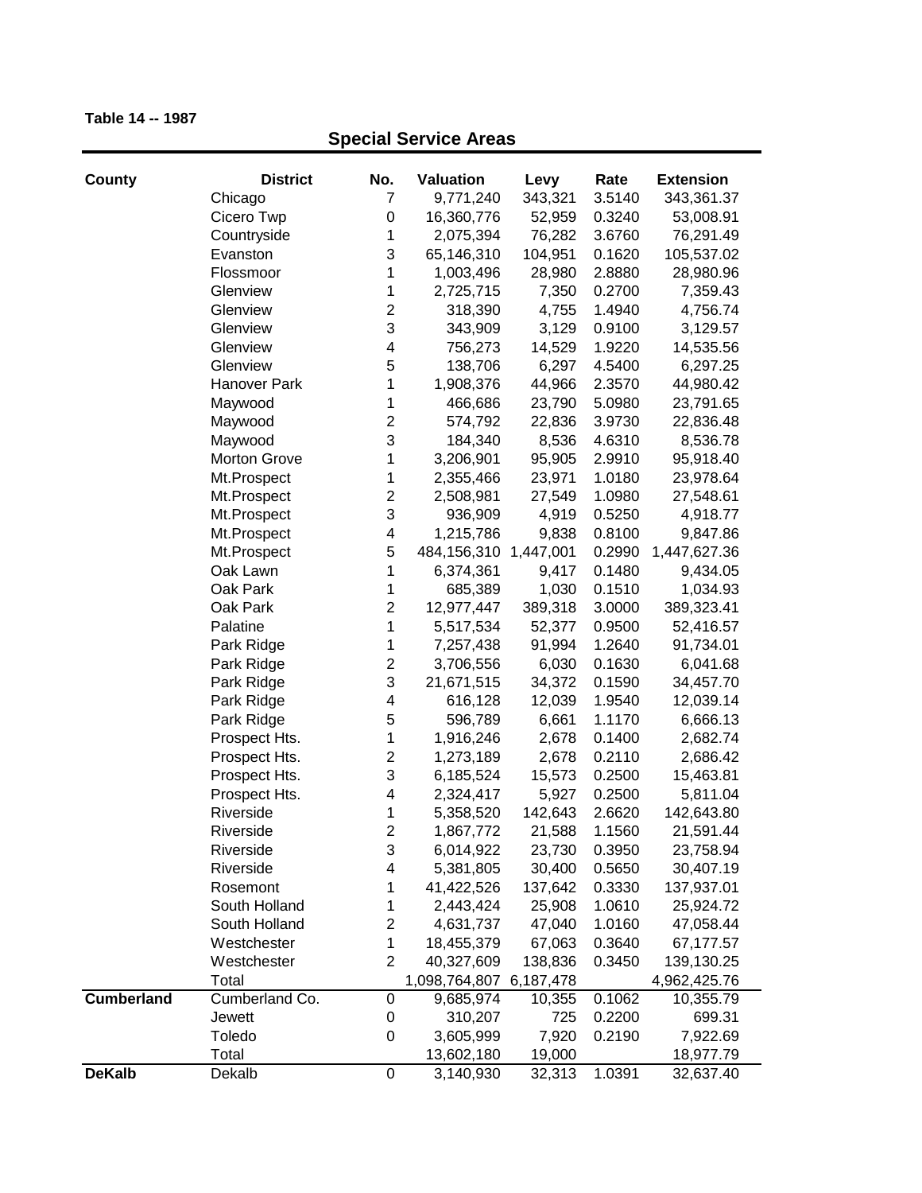**Table 14 -- 1987**

## Special Service Areas

| County | District | No. | Valuation | Levy | Rate | Extension |
|---|---|---|---|---|---|---|
| | Chicago | 7 | 9,771,240 | 343,321 | 3.5140 | 343,361.37 |
| | Cicero Twp | 0 | 16,360,776 | 52,959 | 0.3240 | 53,008.91 |
| | Countryside | 1 | 2,075,394 | 76,282 | 3.6760 | 76,291.49 |
| | Evanston | 3 | 65,146,310 | 104,951 | 0.1620 | 105,537.02 |
| | Flossmoor | 1 | 1,003,496 | 28,980 | 2.8880 | 28,980.96 |
| | Glenview | 1 | 2,725,715 | 7,350 | 0.2700 | 7,359.43 |
| | Glenview | 2 | 318,390 | 4,755 | 1.4940 | 4,756.74 |
| | Glenview | 3 | 343,909 | 3,129 | 0.9100 | 3,129.57 |
| | Glenview | 4 | 756,273 | 14,529 | 1.9220 | 14,535.56 |
| | Glenview | 5 | 138,706 | 6,297 | 4.5400 | 6,297.25 |
| | Hanover Park | 1 | 1,908,376 | 44,966 | 2.3570 | 44,980.42 |
| | Maywood | 1 | 466,686 | 23,790 | 5.0980 | 23,791.65 |
| | Maywood | 2 | 574,792 | 22,836 | 3.9730 | 22,836.48 |
| | Maywood | 3 | 184,340 | 8,536 | 4.6310 | 8,536.78 |
| | Morton Grove | 1 | 3,206,901 | 95,905 | 2.9910 | 95,918.40 |
| | Mt.Prospect | 1 | 2,355,466 | 23,971 | 1.0180 | 23,978.64 |
| | Mt.Prospect | 2 | 2,508,981 | 27,549 | 1.0980 | 27,548.61 |
| | Mt.Prospect | 3 | 936,909 | 4,919 | 0.5250 | 4,918.77 |
| | Mt.Prospect | 4 | 1,215,786 | 9,838 | 0.8100 | 9,847.86 |
| | Mt.Prospect | 5 | 484,156,310 | 1,447,001 | 0.2990 | 1,447,627.36 |
| | Oak Lawn | 1 | 6,374,361 | 9,417 | 0.1480 | 9,434.05 |
| | Oak Park | 1 | 685,389 | 1,030 | 0.1510 | 1,034.93 |
| | Oak Park | 2 | 12,977,447 | 389,318 | 3.0000 | 389,323.41 |
| | Palatine | 1 | 5,517,534 | 52,377 | 0.9500 | 52,416.57 |
| | Park Ridge | 1 | 7,257,438 | 91,994 | 1.2640 | 91,734.01 |
| | Park Ridge | 2 | 3,706,556 | 6,030 | 0.1630 | 6,041.68 |
| | Park Ridge | 3 | 21,671,515 | 34,372 | 0.1590 | 34,457.70 |
| | Park Ridge | 4 | 616,128 | 12,039 | 1.9540 | 12,039.14 |
| | Park Ridge | 5 | 596,789 | 6,661 | 1.1170 | 6,666.13 |
| | Prospect Hts. | 1 | 1,916,246 | 2,678 | 0.1400 | 2,682.74 |
| | Prospect Hts. | 2 | 1,273,189 | 2,678 | 0.2110 | 2,686.42 |
| | Prospect Hts. | 3 | 6,185,524 | 15,573 | 0.2500 | 15,463.81 |
| | Prospect Hts. | 4 | 2,324,417 | 5,927 | 0.2500 | 5,811.04 |
| | Riverside | 1 | 5,358,520 | 142,643 | 2.6620 | 142,643.80 |
| | Riverside | 2 | 1,867,772 | 21,588 | 1.1560 | 21,591.44 |
| | Riverside | 3 | 6,014,922 | 23,730 | 0.3950 | 23,758.94 |
| | Riverside | 4 | 5,381,805 | 30,400 | 0.5650 | 30,407.19 |
| | Rosemont | 1 | 41,422,526 | 137,642 | 0.3330 | 137,937.01 |
| | South Holland | 1 | 2,443,424 | 25,908 | 1.0610 | 25,924.72 |
| | South Holland | 2 | 4,631,737 | 47,040 | 1.0160 | 47,058.44 |
| | Westchester | 1 | 18,455,379 | 67,063 | 0.3640 | 67,177.57 |
| | Westchester | 2 | 40,327,609 | 138,836 | 0.3450 | 139,130.25 |
| | Total | | 1,098,764,807 | 6,187,478 | | 4,962,425.76 |
| **Cumberland** | Cumberland Co. | 0 | 9,685,974 | 10,355 | 0.1062 | 10,355.79 |
| | Jewett | 0 | 310,207 | 725 | 0.2200 | 699.31 |
| | Toledo | 0 | 3,605,999 | 7,920 | 0.2190 | 7,922.69 |
| | Total | | 13,602,180 | 19,000 | | 18,977.79 |
| **DeKalb** | Dekalb | 0 | 3,140,930 | 32,313 | 1.0391 | 32,637.40 |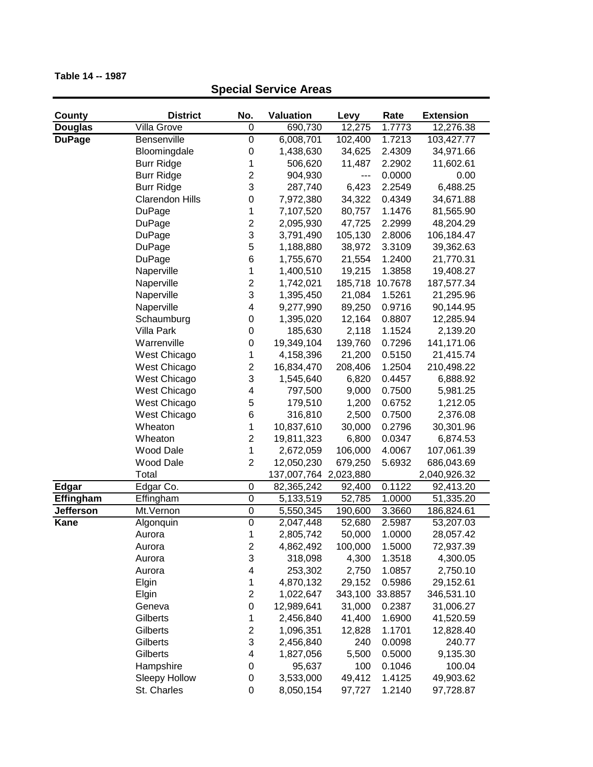**Table 14 -- 1987**

## Special Service Areas

| County | District | No. | Valuation | Levy | Rate | Extension |
|---|---|---|---|---|---|---|
| **Douglas** | Villa Grove | 0 | 690,730 | 12,275 | 1.7773 | 12,276.38 |
| **DuPage** | Bensenville | 0 | 6,008,701 | 102,400 | 1.7213 | 103,427.77 |
| | Bloomingdale | 0 | 1,438,630 | 34,625 | 2.4309 | 34,971.66 |
| | Burr Ridge | 1 | 506,620 | 11,487 | 2.2902 | 11,602.61 |
| | Burr Ridge | 2 | 904,930 | --- | 0.0000 | 0.00 |
| | Burr Ridge | 3 | 287,740 | 6,423 | 2.2549 | 6,488.25 |
| | Clarendon Hills | 0 | 7,972,380 | 34,322 | 0.4349 | 34,671.88 |
| | DuPage | 1 | 7,107,520 | 80,757 | 1.1476 | 81,565.90 |
| | DuPage | 2 | 2,095,930 | 47,725 | 2.2999 | 48,204.29 |
| | DuPage | 3 | 3,791,490 | 105,130 | 2.8006 | 106,184.47 |
| | DuPage | 5 | 1,188,880 | 38,972 | 3.3109 | 39,362.63 |
| | DuPage | 6 | 1,755,670 | 21,554 | 1.2400 | 21,770.31 |
| | Naperville | 1 | 1,400,510 | 19,215 | 1.3858 | 19,408.27 |
| | Naperville | 2 | 1,742,021 | 185,718 | 10.7678 | 187,577.34 |
| | Naperville | 3 | 1,395,450 | 21,084 | 1.5261 | 21,295.96 |
| | Naperville | 4 | 9,277,990 | 89,250 | 0.9716 | 90,144.95 |
| | Schaumburg | 0 | 1,395,020 | 12,164 | 0.8807 | 12,285.94 |
| | Villa Park | 0 | 185,630 | 2,118 | 1.1524 | 2,139.20 |
| | Warrenville | 0 | 19,349,104 | 139,760 | 0.7296 | 141,171.06 |
| | West Chicago | 1 | 4,158,396 | 21,200 | 0.5150 | 21,415.74 |
| | West Chicago | 2 | 16,834,470 | 208,406 | 1.2504 | 210,498.22 |
| | West Chicago | 3 | 1,545,640 | 6,820 | 0.4457 | 6,888.92 |
| | West Chicago | 4 | 797,500 | 9,000 | 0.7500 | 5,981.25 |
| | West Chicago | 5 | 179,510 | 1,200 | 0.6752 | 1,212.05 |
| | West Chicago | 6 | 316,810 | 2,500 | 0.7500 | 2,376.08 |
| | Wheaton | 1 | 10,837,610 | 30,000 | 0.2796 | 30,301.96 |
| | Wheaton | 2 | 19,811,323 | 6,800 | 0.0347 | 6,874.53 |
| | Wood Dale | 1 | 2,672,059 | 106,000 | 4.0067 | 107,061.39 |
| | Wood Dale | 2 | 12,050,230 | 679,250 | 5.6932 | 686,043.69 |
| | Total | | 137,007,764 | 2,023,880 | | 2,040,926.32 |
| **Edgar** | Edgar Co. | 0 | 82,365,242 | 92,400 | 0.1122 | 92,413.20 |
| **Effingham** | Effingham | 0 | 5,133,519 | 52,785 | 1.0000 | 51,335.20 |
| **Jefferson** | Mt.Vernon | 0 | 5,550,345 | 190,600 | 3.3660 | 186,824.61 |
| **Kane** | Algonquin | 0 | 2,047,448 | 52,680 | 2.5987 | 53,207.03 |
| | Aurora | 1 | 2,805,742 | 50,000 | 1.0000 | 28,057.42 |
| | Aurora | 2 | 4,862,492 | 100,000 | 1.5000 | 72,937.39 |
| | Aurora | 3 | 318,098 | 4,300 | 1.3518 | 4,300.05 |
| | Aurora | 4 | 253,302 | 2,750 | 1.0857 | 2,750.10 |
| | Elgin | 1 | 4,870,132 | 29,152 | 0.5986 | 29,152.61 |
| | Elgin | 2 | 1,022,647 | 343,100 | 33.8857 | 346,531.10 |
| | Geneva | 0 | 12,989,641 | 31,000 | 0.2387 | 31,006.27 |
| | Gilberts | 1 | 2,456,840 | 41,400 | 1.6900 | 41,520.59 |
| | Gilberts | 2 | 1,096,351 | 12,828 | 1.1701 | 12,828.40 |
| | Gilberts | 3 | 2,456,840 | 240 | 0.0098 | 240.77 |
| | Gilberts | 4 | 1,827,056 | 5,500 | 0.5000 | 9,135.30 |
| | Hampshire | 0 | 95,637 | 100 | 0.1046 | 100.04 |
| | Sleepy Hollow | 0 | 3,533,000 | 49,412 | 1.4125 | 49,903.62 |
| | St. Charles | 0 | 8,050,154 | 97,727 | 1.2140 | 97,728.87 |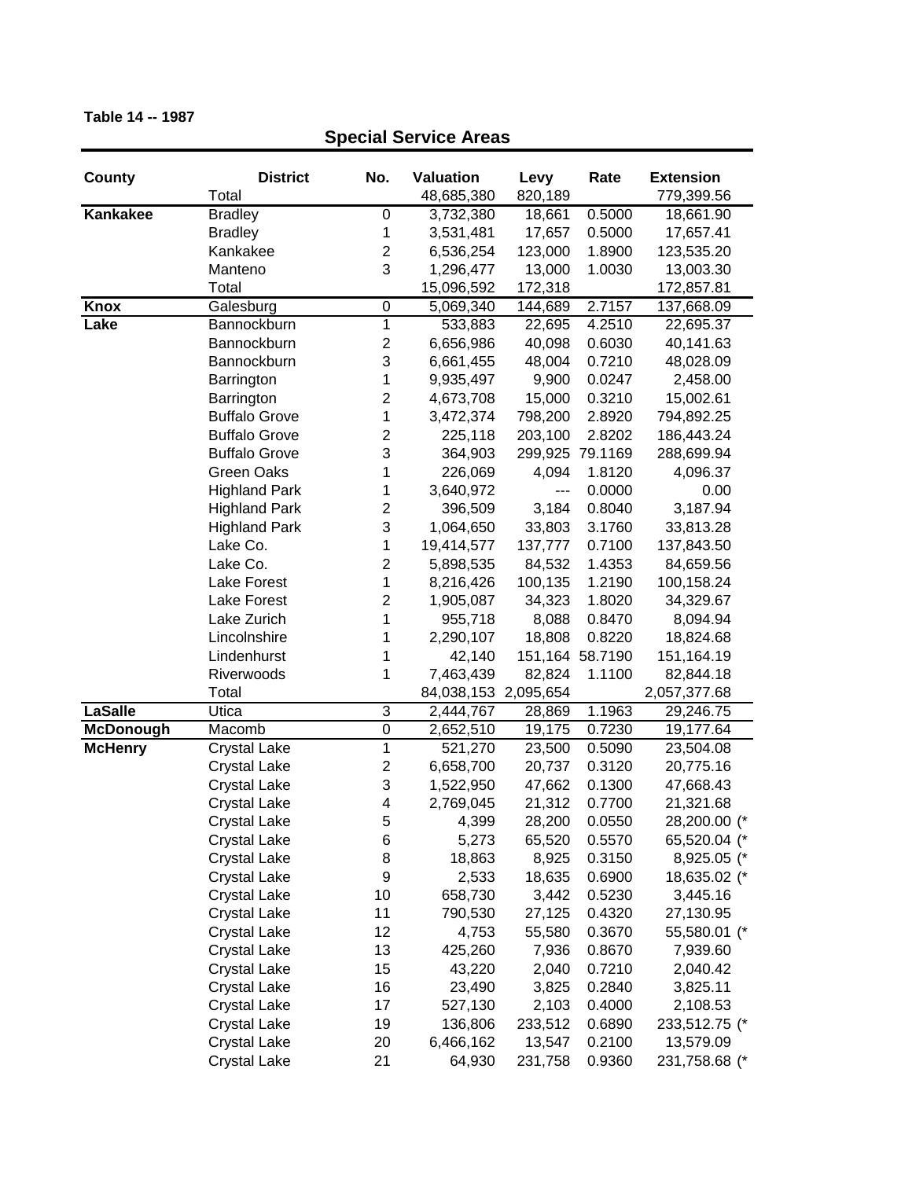**Table 14 -- 1987**

## Special Service Areas

| County | District | No. | Valuation | Levy | Rate | Extension |
|---|---|---|---|---|---|---|
| | Total | | 48,685,380 | 820,189 | | 779,399.56 |
| **Kankakee** | Bradley | 0 | 3,732,380 | 18,661 | 0.5000 | 18,661.90 |
| | Bradley | 1 | 3,531,481 | 17,657 | 0.5000 | 17,657.41 |
| | Kankakee | 2 | 6,536,254 | 123,000 | 1.8900 | 123,535.20 |
| | Manteno | 3 | 1,296,477 | 13,000 | 1.0030 | 13,003.30 |
| | Total | | 15,096,592 | 172,318 | | 172,857.81 |
| **Knox** | Galesburg | 0 | 5,069,340 | 144,689 | 2.7157 | 137,668.09 |
| **Lake** | Bannockburn | 1 | 533,883 | 22,695 | 4.2510 | 22,695.37 |
| | Bannockburn | 2 | 6,656,986 | 40,098 | 0.6030 | 40,141.63 |
| | Bannockburn | 3 | 6,661,455 | 48,004 | 0.7210 | 48,028.09 |
| | Barrington | 1 | 9,935,497 | 9,900 | 0.0247 | 2,458.00 |
| | Barrington | 2 | 4,673,708 | 15,000 | 0.3210 | 15,002.61 |
| | Buffalo Grove | 1 | 3,472,374 | 798,200 | 2.8920 | 794,892.25 |
| | Buffalo Grove | 2 | 225,118 | 203,100 | 2.8202 | 186,443.24 |
| | Buffalo Grove | 3 | 364,903 | 299,925 | 79.1169 | 288,699.94 |
| | Green Oaks | 1 | 226,069 | 4,094 | 1.8120 | 4,096.37 |
| | Highland Park | 1 | 3,640,972 | --- | 0.0000 | 0.00 |
| | Highland Park | 2 | 396,509 | 3,184 | 0.8040 | 3,187.94 |
| | Highland Park | 3 | 1,064,650 | 33,803 | 3.1760 | 33,813.28 |
| | Lake Co. | 1 | 19,414,577 | 137,777 | 0.7100 | 137,843.50 |
| | Lake Co. | 2 | 5,898,535 | 84,532 | 1.4353 | 84,659.56 |
| | Lake Forest | 1 | 8,216,426 | 100,135 | 1.2190 | 100,158.24 |
| | Lake Forest | 2 | 1,905,087 | 34,323 | 1.8020 | 34,329.67 |
| | Lake Zurich | 1 | 955,718 | 8,088 | 0.8470 | 8,094.94 |
| | Lincolnshire | 1 | 2,290,107 | 18,808 | 0.8220 | 18,824.68 |
| | Lindenhurst | 1 | 42,140 | 151,164 | 58.7190 | 151,164.19 |
| | Riverwoods | 1 | 7,463,439 | 82,824 | 1.1100 | 82,844.18 |
| | Total | | 84,038,153 | 2,095,654 | | 2,057,377.68 |
| **LaSalle** | Utica | 3 | 2,444,767 | 28,869 | 1.1963 | 29,246.75 |
| **McDonough** | Macomb | 0 | 2,652,510 | 19,175 | 0.7230 | 19,177.64 |
| **McHenry** | Crystal Lake | 1 | 521,270 | 23,500 | 0.5090 | 23,504.08 |
| | Crystal Lake | 2 | 6,658,700 | 20,737 | 0.3120 | 20,775.16 |
| | Crystal Lake | 3 | 1,522,950 | 47,662 | 0.1300 | 47,668.43 |
| | Crystal Lake | 4 | 2,769,045 | 21,312 | 0.7700 | 21,321.68 |
| | Crystal Lake | 5 | 4,399 | 28,200 | 0.0550 | 28,200.00 (* |
| | Crystal Lake | 6 | 5,273 | 65,520 | 0.5570 | 65,520.04 (* |
| | Crystal Lake | 8 | 18,863 | 8,925 | 0.3150 | 8,925.05 (* |
| | Crystal Lake | 9 | 2,533 | 18,635 | 0.6900 | 18,635.02 (* |
| | Crystal Lake | 10 | 658,730 | 3,442 | 0.5230 | 3,445.16 |
| | Crystal Lake | 11 | 790,530 | 27,125 | 0.4320 | 27,130.95 |
| | Crystal Lake | 12 | 4,753 | 55,580 | 0.3670 | 55,580.01 (* |
| | Crystal Lake | 13 | 425,260 | 7,936 | 0.8670 | 7,939.60 |
| | Crystal Lake | 15 | 43,220 | 2,040 | 0.7210 | 2,040.42 |
| | Crystal Lake | 16 | 23,490 | 3,825 | 0.2840 | 3,825.11 |
| | Crystal Lake | 17 | 527,130 | 2,103 | 0.4000 | 2,108.53 |
| | Crystal Lake | 19 | 136,806 | 233,512 | 0.6890 | 233,512.75 (* |
| | Crystal Lake | 20 | 6,466,162 | 13,547 | 0.2100 | 13,579.09 |
| | Crystal Lake | 21 | 64,930 | 231,758 | 0.9360 | 231,758.68 (* |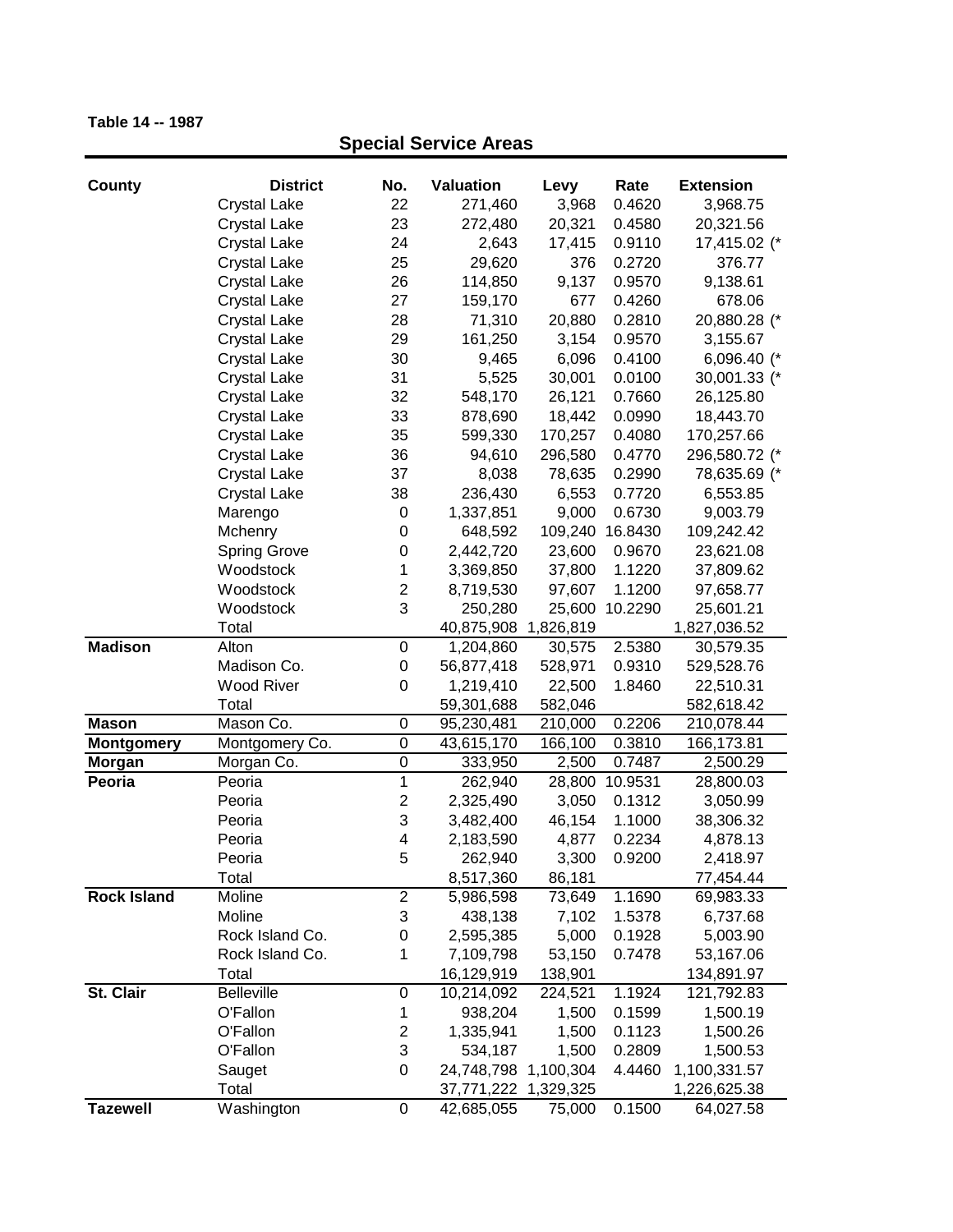**Table 14 -- 1987**

## Special Service Areas

| County | District | No. | Valuation | Levy | Rate | Extension |
|---|---|---|---|---|---|---|
| | Crystal Lake | 22 | 271,460 | 3,968 | 0.4620 | 3,968.75 |
| | Crystal Lake | 23 | 272,480 | 20,321 | 0.4580 | 20,321.56 |
| | Crystal Lake | 24 | 2,643 | 17,415 | 0.9110 | 17,415.02 (* |
| | Crystal Lake | 25 | 29,620 | 376 | 0.2720 | 376.77 |
| | Crystal Lake | 26 | 114,850 | 9,137 | 0.9570 | 9,138.61 |
| | Crystal Lake | 27 | 159,170 | 677 | 0.4260 | 678.06 |
| | Crystal Lake | 28 | 71,310 | 20,880 | 0.2810 | 20,880.28 (* |
| | Crystal Lake | 29 | 161,250 | 3,154 | 0.9570 | 3,155.67 |
| | Crystal Lake | 30 | 9,465 | 6,096 | 0.4100 | 6,096.40 (* |
| | Crystal Lake | 31 | 5,525 | 30,001 | 0.0100 | 30,001.33 (* |
| | Crystal Lake | 32 | 548,170 | 26,121 | 0.7660 | 26,125.80 |
| | Crystal Lake | 33 | 878,690 | 18,442 | 0.0990 | 18,443.70 |
| | Crystal Lake | 35 | 599,330 | 170,257 | 0.4080 | 170,257.66 |
| | Crystal Lake | 36 | 94,610 | 296,580 | 0.4770 | 296,580.72 (* |
| | Crystal Lake | 37 | 8,038 | 78,635 | 0.2990 | 78,635.69 (* |
| | Crystal Lake | 38 | 236,430 | 6,553 | 0.7720 | 6,553.85 |
| | Marengo | 0 | 1,337,851 | 9,000 | 0.6730 | 9,003.79 |
| | Mchenry | 0 | 648,592 | 109,240 | 16.8430 | 109,242.42 |
| | Spring Grove | 0 | 2,442,720 | 23,600 | 0.9670 | 23,621.08 |
| | Woodstock | 1 | 3,369,850 | 37,800 | 1.1220 | 37,809.62 |
| | Woodstock | 2 | 8,719,530 | 97,607 | 1.1200 | 97,658.77 |
| | Woodstock | 3 | 250,280 | 25,600 | 10.2290 | 25,601.21 |
| | Total | | 40,875,908 | 1,826,819 | | 1,827,036.52 |
| **Madison** | Alton | 0 | 1,204,860 | 30,575 | 2.5380 | 30,579.35 |
| | Madison Co. | 0 | 56,877,418 | 528,971 | 0.9310 | 529,528.76 |
| | Wood River | 0 | 1,219,410 | 22,500 | 1.8460 | 22,510.31 |
| | Total | | 59,301,688 | 582,046 | | 582,618.42 |
| **Mason** | Mason Co. | 0 | 95,230,481 | 210,000 | 0.2206 | 210,078.44 |
| **Montgomery** | Montgomery Co. | 0 | 43,615,170 | 166,100 | 0.3810 | 166,173.81 |
| **Morgan** | Morgan Co. | 0 | 333,950 | 2,500 | 0.7487 | 2,500.29 |
| **Peoria** | Peoria | 1 | 262,940 | 28,800 | 10.9531 | 28,800.03 |
| | Peoria | 2 | 2,325,490 | 3,050 | 0.1312 | 3,050.99 |
| | Peoria | 3 | 3,482,400 | 46,154 | 1.1000 | 38,306.32 |
| | Peoria | 4 | 2,183,590 | 4,877 | 0.2234 | 4,878.13 |
| | Peoria | 5 | 262,940 | 3,300 | 0.9200 | 2,418.97 |
| | Total | | 8,517,360 | 86,181 | | 77,454.44 |
| **Rock Island** | Moline | 2 | 5,986,598 | 73,649 | 1.1690 | 69,983.33 |
| | Moline | 3 | 438,138 | 7,102 | 1.5378 | 6,737.68 |
| | Rock Island Co. | 0 | 2,595,385 | 5,000 | 0.1928 | 5,003.90 |
| | Rock Island Co. | 1 | 7,109,798 | 53,150 | 0.7478 | 53,167.06 |
| | Total | | 16,129,919 | 138,901 | | 134,891.97 |
| **St. Clair** | Belleville | 0 | 10,214,092 | 224,521 | 1.1924 | 121,792.83 |
| | O'Fallon | 1 | 938,204 | 1,500 | 0.1599 | 1,500.19 |
| | O'Fallon | 2 | 1,335,941 | 1,500 | 0.1123 | 1,500.26 |
| | O'Fallon | 3 | 534,187 | 1,500 | 0.2809 | 1,500.53 |
| | Sauget | 0 | 24,748,798 | 1,100,304 | 4.4460 | 1,100,331.57 |
| | Total | | 37,771,222 | 1,329,325 | | 1,226,625.38 |
| **Tazewell** | Washington | 0 | 42,685,055 | 75,000 | 0.1500 | 64,027.58 |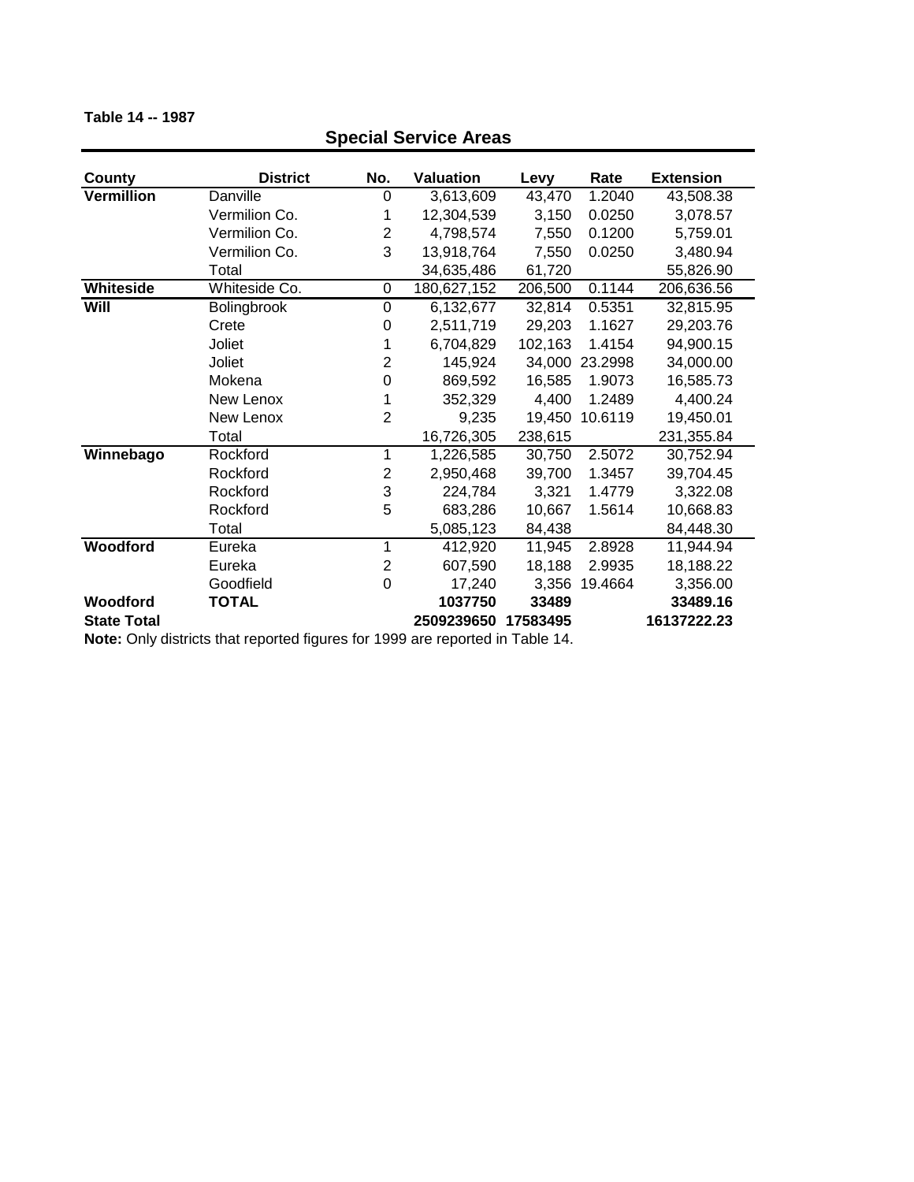**Table 14 -- 1987**

## Special Service Areas

| County | District | No. | Valuation | Levy | Rate | Extension |
|---|---|---|---|---|---|---|
| **Vermillion** | Danville | 0 | 3,613,609 | 43,470 | 1.2040 | 43,508.38 |
| | Vermilion Co. | 1 | 12,304,539 | 3,150 | 0.0250 | 3,078.57 |
| | Vermilion Co. | 2 | 4,798,574 | 7,550 | 0.1200 | 5,759.01 |
| | Vermilion Co. | 3 | 13,918,764 | 7,550 | 0.0250 | 3,480.94 |
| | Total | | 34,635,486 | 61,720 | | 55,826.90 |
| **Whiteside** | Whiteside Co. | 0 | 180,627,152 | 206,500 | 0.1144 | 206,636.56 |
| **Will** | Bolingbrook | 0 | 6,132,677 | 32,814 | 0.5351 | 32,815.95 |
| | Crete | 0 | 2,511,719 | 29,203 | 1.1627 | 29,203.76 |
| | Joliet | 1 | 6,704,829 | 102,163 | 1.4154 | 94,900.15 |
| | Joliet | 2 | 145,924 | 34,000 | 23.2998 | 34,000.00 |
| | Mokena | 0 | 869,592 | 16,585 | 1.9073 | 16,585.73 |
| | New Lenox | 1 | 352,329 | 4,400 | 1.2489 | 4,400.24 |
| | New Lenox | 2 | 9,235 | 19,450 | 10.6119 | 19,450.01 |
| | Total | | 16,726,305 | 238,615 | | 231,355.84 |
| **Winnebago** | Rockford | 1 | 1,226,585 | 30,750 | 2.5072 | 30,752.94 |
| | Rockford | 2 | 2,950,468 | 39,700 | 1.3457 | 39,704.45 |
| | Rockford | 3 | 224,784 | 3,321 | 1.4779 | 3,322.08 |
| | Rockford | 5 | 683,286 | 10,667 | 1.5614 | 10,668.83 |
| | Total | | 5,085,123 | 84,438 | | 84,448.30 |
| **Woodford** | Eureka | 1 | 412,920 | 11,945 | 2.8928 | 11,944.94 |
| | Eureka | 2 | 607,590 | 18,188 | 2.9935 | 18,188.22 |
| | Goodfield | 0 | 17,240 | 3,356 | 19.4664 | 3,356.00 |
| **Woodford** | **TOTAL** | | **1037750** | **33489** | | **33489.16** |
| **State Total** | | | **2509239650** | **17583495** | | **16137222.23** |

**Note:** Only districts that reported figures for 1999 are reported in Table 14.